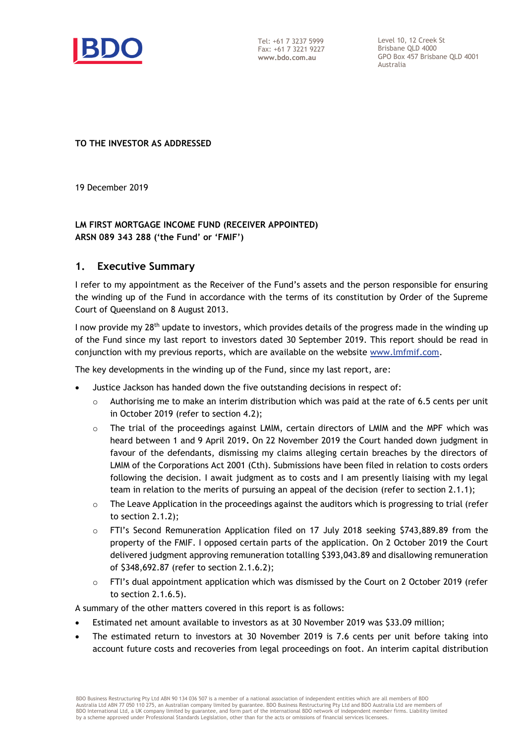BDO

Tel: +61 7 3237 5999
Fax: +61 7 3221 9227
www.bdo.com.au

Level 10, 12 Creek St
Brisbane QLD 4000
GPO Box 457 Brisbane QLD 4001
Australia

**TO THE INVESTOR AS ADDRESSED**

19 December 2019

**LM FIRST MORTGAGE INCOME FUND (RECEIVER APPOINTED)**
**ARSN 089 343 288 ('the Fund' or 'FMIF')**

## 1. Executive Summary

I refer to my appointment as the Receiver of the Fund's assets and the person responsible for ensuring the winding up of the Fund in accordance with the terms of its constitution by Order of the Supreme Court of Queensland on 8 August 2013.

I now provide my 28th update to investors, which provides details of the progress made in the winding up of the Fund since my last report to investors dated 30 September 2019. This report should be read in conjunction with my previous reports, which are available on the website www.lmfmif.com.

The key developments in the winding up of the Fund, since my last report, are:

- Justice Jackson has handed down the five outstanding decisions in respect of:
  - Authorising me to make an interim distribution which was paid at the rate of 6.5 cents per unit in October 2019 (refer to section 4.2);
  - The trial of the proceedings against LMIM, certain directors of LMIM and the MPF which was heard between 1 and 9 April 2019. On 22 November 2019 the Court handed down judgment in favour of the defendants, dismissing my claims alleging certain breaches by the directors of LMIM of the Corporations Act 2001 (Cth). Submissions have been filed in relation to costs orders following the decision. I await judgment as to costs and I am presently liaising with my legal team in relation to the merits of pursuing an appeal of the decision (refer to section 2.1.1);
  - The Leave Application in the proceedings against the auditors which is progressing to trial (refer to section 2.1.2);
  - FTI's Second Remuneration Application filed on 17 July 2018 seeking $743,889.89 from the property of the FMIF. I opposed certain parts of the application. On 2 October 2019 the Court delivered judgment approving remuneration totalling $393,043.89 and disallowing remuneration of $348,692.87 (refer to section 2.1.6.2);
  - FTI's dual appointment application which was dismissed by the Court on 2 October 2019 (refer to section 2.1.6.5).

A summary of the other matters covered in this report is as follows:

- Estimated net amount available to investors as at 30 November 2019 was $33.09 million;
- The estimated return to investors at 30 November 2019 is 7.6 cents per unit before taking into account future costs and recoveries from legal proceedings on foot. An interim capital distribution

BDO Business Restructuring Pty Ltd ABN 90 134 036 507 is a member of a national association of independent entities which are all members of BDO Australia Ltd ABN 77 050 110 275, an Australian company limited by guarantee. BDO Business Restructuring Pty Ltd and BDO Australia Ltd are members of BDO International Ltd, a UK company limited by guarantee, and form part of the international BDO network of independent member firms. Liability limited by a scheme approved under Professional Standards Legislation, other than for the acts or omissions of financial services licensees.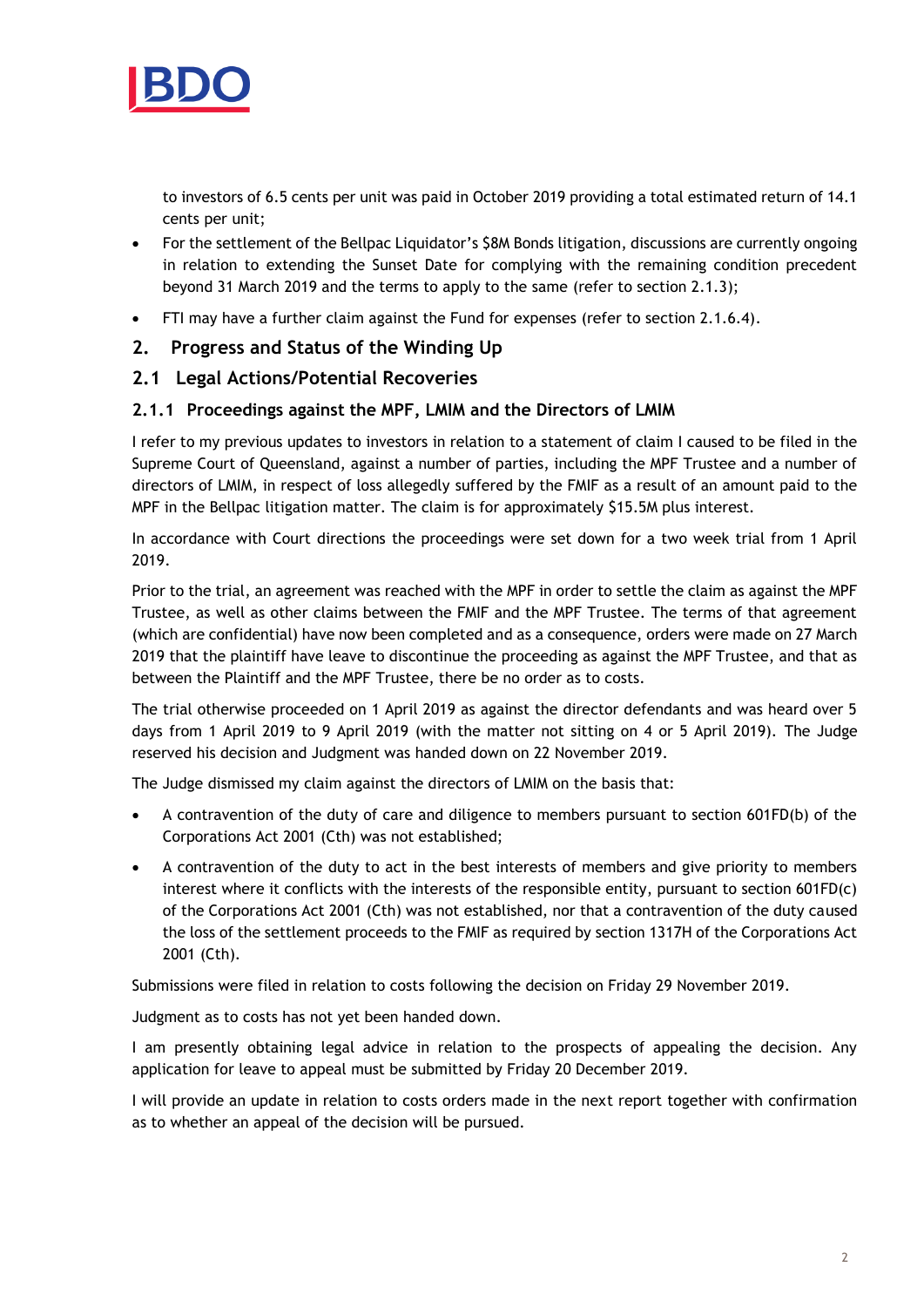to investors of 6.5 cents per unit was paid in October 2019 providing a total estimated return of 14.1 cents per unit;

- For the settlement of the Bellpac Liquidator's $8M Bonds litigation, discussions are currently ongoing in relation to extending the Sunset Date for complying with the remaining condition precedent beyond 31 March 2019 and the terms to apply to the same (refer to section 2.1.3);
- FTI may have a further claim against the Fund for expenses (refer to section 2.1.6.4).

## 2. Progress and Status of the Winding Up

### 2.1 Legal Actions/Potential Recoveries

#### 2.1.1 Proceedings against the MPF, LMIM and the Directors of LMIM

I refer to my previous updates to investors in relation to a statement of claim I caused to be filed in the Supreme Court of Queensland, against a number of parties, including the MPF Trustee and a number of directors of LMIM, in respect of loss allegedly suffered by the FMIF as a result of an amount paid to the MPF in the Bellpac litigation matter. The claim is for approximately $15.5M plus interest.

In accordance with Court directions the proceedings were set down for a two week trial from 1 April 2019.

Prior to the trial, an agreement was reached with the MPF in order to settle the claim as against the MPF Trustee, as well as other claims between the FMIF and the MPF Trustee. The terms of that agreement (which are confidential) have now been completed and as a consequence, orders were made on 27 March 2019 that the plaintiff have leave to discontinue the proceeding as against the MPF Trustee, and that as between the Plaintiff and the MPF Trustee, there be no order as to costs.

The trial otherwise proceeded on 1 April 2019 as against the director defendants and was heard over 5 days from 1 April 2019 to 9 April 2019 (with the matter not sitting on 4 or 5 April 2019). The Judge reserved his decision and Judgment was handed down on 22 November 2019.

The Judge dismissed my claim against the directors of LMIM on the basis that:

- A contravention of the duty of care and diligence to members pursuant to section 601FD(b) of the Corporations Act 2001 (Cth) was not established;
- A contravention of the duty to act in the best interests of members and give priority to members interest where it conflicts with the interests of the responsible entity, pursuant to section 601FD(c) of the Corporations Act 2001 (Cth) was not established, nor that a contravention of the duty caused the loss of the settlement proceeds to the FMIF as required by section 1317H of the Corporations Act 2001 (Cth).

Submissions were filed in relation to costs following the decision on Friday 29 November 2019.

Judgment as to costs has not yet been handed down.

I am presently obtaining legal advice in relation to the prospects of appealing the decision. Any application for leave to appeal must be submitted by Friday 20 December 2019.

I will provide an update in relation to costs orders made in the next report together with confirmation as to whether an appeal of the decision will be pursued.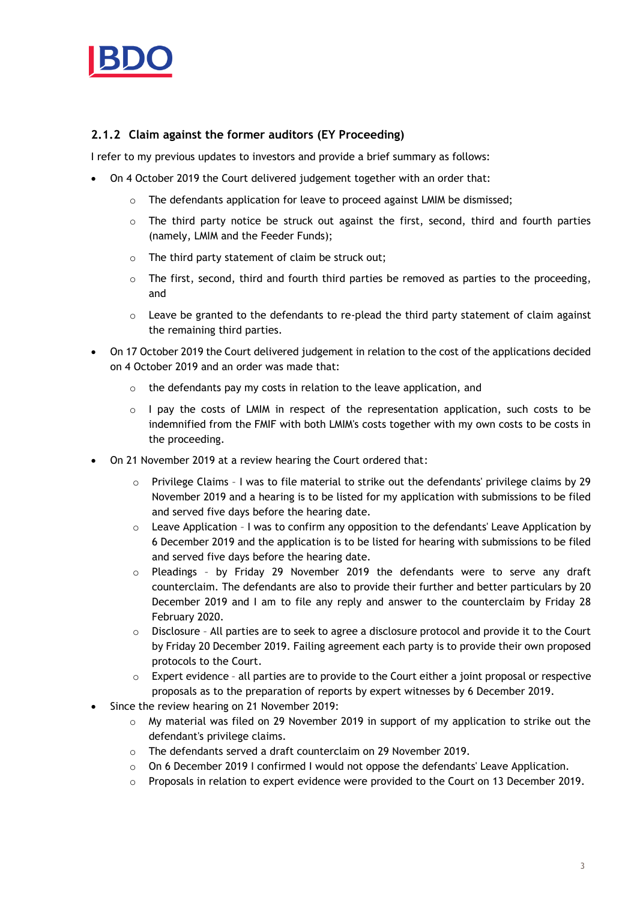### 2.1.2 Claim against the former auditors (EY Proceeding)

I refer to my previous updates to investors and provide a brief summary as follows:

- On 4 October 2019 the Court delivered judgement together with an order that:
  - The defendants application for leave to proceed against LMIM be dismissed;
  - The third party notice be struck out against the first, second, third and fourth parties (namely, LMIM and the Feeder Funds);
  - The third party statement of claim be struck out;
  - The first, second, third and fourth third parties be removed as parties to the proceeding, and
  - Leave be granted to the defendants to re-plead the third party statement of claim against the remaining third parties.
- On 17 October 2019 the Court delivered judgement in relation to the cost of the applications decided on 4 October 2019 and an order was made that:
  - the defendants pay my costs in relation to the leave application, and
  - I pay the costs of LMIM in respect of the representation application, such costs to be indemnified from the FMIF with both LMIM's costs together with my own costs to be costs in the proceeding.
- On 21 November 2019 at a review hearing the Court ordered that:
  - Privilege Claims – I was to file material to strike out the defendants' privilege claims by 29 November 2019 and a hearing is to be listed for my application with submissions to be filed and served five days before the hearing date.
  - Leave Application – I was to confirm any opposition to the defendants' Leave Application by 6 December 2019 and the application is to be listed for hearing with submissions to be filed and served five days before the hearing date.
  - Pleadings – by Friday 29 November 2019 the defendants were to serve any draft counterclaim. The defendants are also to provide their further and better particulars by 20 December 2019 and I am to file any reply and answer to the counterclaim by Friday 28 February 2020.
  - Disclosure – All parties are to seek to agree a disclosure protocol and provide it to the Court by Friday 20 December 2019. Failing agreement each party is to provide their own proposed protocols to the Court.
  - Expert evidence – all parties are to provide to the Court either a joint proposal or respective proposals as to the preparation of reports by expert witnesses by 6 December 2019.
- Since the review hearing on 21 November 2019:
  - My material was filed on 29 November 2019 in support of my application to strike out the defendant's privilege claims.
  - The defendants served a draft counterclaim on 29 November 2019.
  - On 6 December 2019 I confirmed I would not oppose the defendants' Leave Application.
  - Proposals in relation to expert evidence were provided to the Court on 13 December 2019.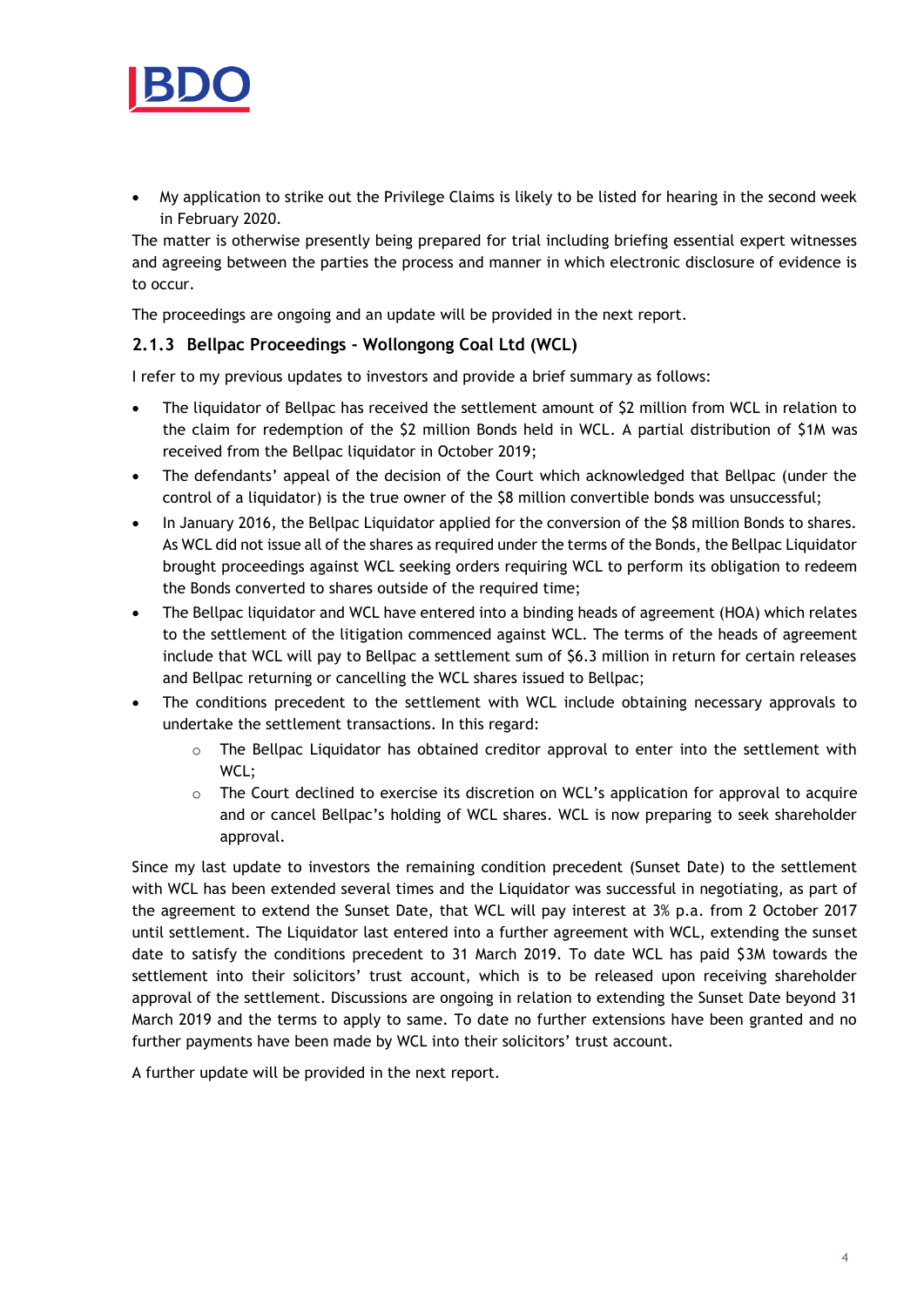- My application to strike out the Privilege Claims is likely to be listed for hearing in the second week in February 2020.

The matter is otherwise presently being prepared for trial including briefing essential expert witnesses and agreeing between the parties the process and manner in which electronic disclosure of evidence is to occur.

The proceedings are ongoing and an update will be provided in the next report.

### 2.1.3 Bellpac Proceedings - Wollongong Coal Ltd (WCL)

I refer to my previous updates to investors and provide a brief summary as follows:

- The liquidator of Bellpac has received the settlement amount of $2 million from WCL in relation to the claim for redemption of the $2 million Bonds held in WCL. A partial distribution of $1M was received from the Bellpac liquidator in October 2019;
- The defendants' appeal of the decision of the Court which acknowledged that Bellpac (under the control of a liquidator) is the true owner of the $8 million convertible bonds was unsuccessful;
- In January 2016, the Bellpac Liquidator applied for the conversion of the $8 million Bonds to shares. As WCL did not issue all of the shares as required under the terms of the Bonds, the Bellpac Liquidator brought proceedings against WCL seeking orders requiring WCL to perform its obligation to redeem the Bonds converted to shares outside of the required time;
- The Bellpac liquidator and WCL have entered into a binding heads of agreement (HOA) which relates to the settlement of the litigation commenced against WCL. The terms of the heads of agreement include that WCL will pay to Bellpac a settlement sum of $6.3 million in return for certain releases and Bellpac returning or cancelling the WCL shares issued to Bellpac;
- The conditions precedent to the settlement with WCL include obtaining necessary approvals to undertake the settlement transactions. In this regard:
    - The Bellpac Liquidator has obtained creditor approval to enter into the settlement with WCL;
    - The Court declined to exercise its discretion on WCL's application for approval to acquire and or cancel Bellpac's holding of WCL shares. WCL is now preparing to seek shareholder approval.

Since my last update to investors the remaining condition precedent (Sunset Date) to the settlement with WCL has been extended several times and the Liquidator was successful in negotiating, as part of the agreement to extend the Sunset Date, that WCL will pay interest at 3% p.a. from 2 October 2017 until settlement. The Liquidator last entered into a further agreement with WCL, extending the sunset date to satisfy the conditions precedent to 31 March 2019. To date WCL has paid $3M towards the settlement into their solicitors' trust account, which is to be released upon receiving shareholder approval of the settlement. Discussions are ongoing in relation to extending the Sunset Date beyond 31 March 2019 and the terms to apply to same. To date no further extensions have been granted and no further payments have been made by WCL into their solicitors' trust account.

A further update will be provided in the next report.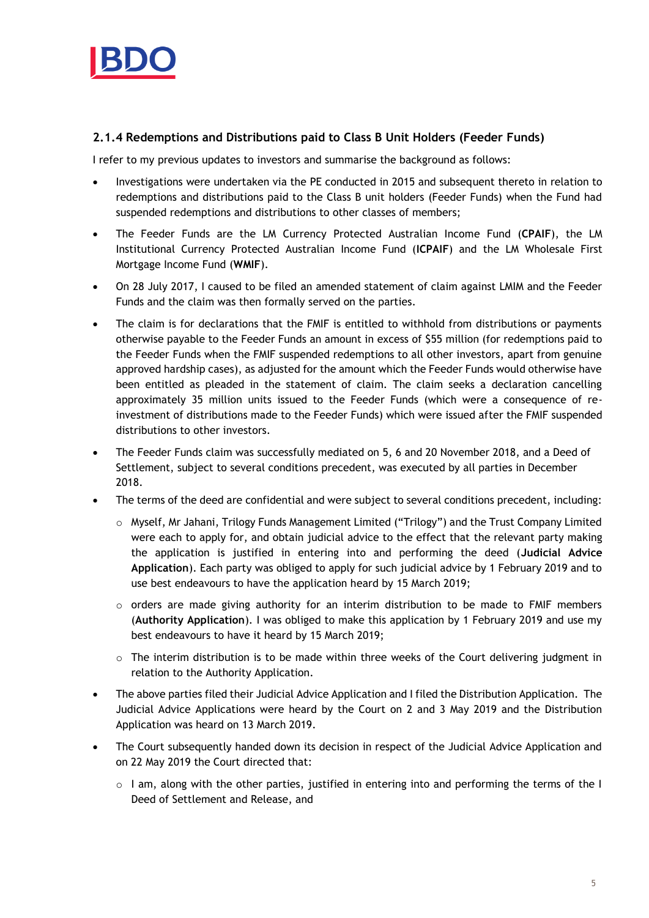### 2.1.4 Redemptions and Distributions paid to Class B Unit Holders (Feeder Funds)

I refer to my previous updates to investors and summarise the background as follows:

- Investigations were undertaken via the PE conducted in 2015 and subsequent thereto in relation to redemptions and distributions paid to the Class B unit holders (Feeder Funds) when the Fund had suspended redemptions and distributions to other classes of members;
- The Feeder Funds are the LM Currency Protected Australian Income Fund (**CPAIF**), the LM Institutional Currency Protected Australian Income Fund (**ICPAIF**) and the LM Wholesale First Mortgage Income Fund (**WMIF**).
- On 28 July 2017, I caused to be filed an amended statement of claim against LMIM and the Feeder Funds and the claim was then formally served on the parties.
- The claim is for declarations that the FMIF is entitled to withhold from distributions or payments otherwise payable to the Feeder Funds an amount in excess of $55 million (for redemptions paid to the Feeder Funds when the FMIF suspended redemptions to all other investors, apart from genuine approved hardship cases), as adjusted for the amount which the Feeder Funds would otherwise have been entitled as pleaded in the statement of claim. The claim seeks a declaration cancelling approximately 35 million units issued to the Feeder Funds (which were a consequence of re-investment of distributions made to the Feeder Funds) which were issued after the FMIF suspended distributions to other investors.
- The Feeder Funds claim was successfully mediated on 5, 6 and 20 November 2018, and a Deed of Settlement, subject to several conditions precedent, was executed by all parties in December 2018.
- The terms of the deed are confidential and were subject to several conditions precedent, including:
  - Myself, Mr Jahani, Trilogy Funds Management Limited ("Trilogy") and the Trust Company Limited were each to apply for, and obtain judicial advice to the effect that the relevant party making the application is justified in entering into and performing the deed (**Judicial Advice Application**). Each party was obliged to apply for such judicial advice by 1 February 2019 and to use best endeavours to have the application heard by 15 March 2019;
  - orders are made giving authority for an interim distribution to be made to FMIF members (**Authority Application**). I was obliged to make this application by 1 February 2019 and use my best endeavours to have it heard by 15 March 2019;
  - The interim distribution is to be made within three weeks of the Court delivering judgment in relation to the Authority Application.
- The above parties filed their Judicial Advice Application and I filed the Distribution Application. The Judicial Advice Applications were heard by the Court on 2 and 3 May 2019 and the Distribution Application was heard on 13 March 2019.
- The Court subsequently handed down its decision in respect of the Judicial Advice Application and on 22 May 2019 the Court directed that:
  - I am, along with the other parties, justified in entering into and performing the terms of the I Deed of Settlement and Release, and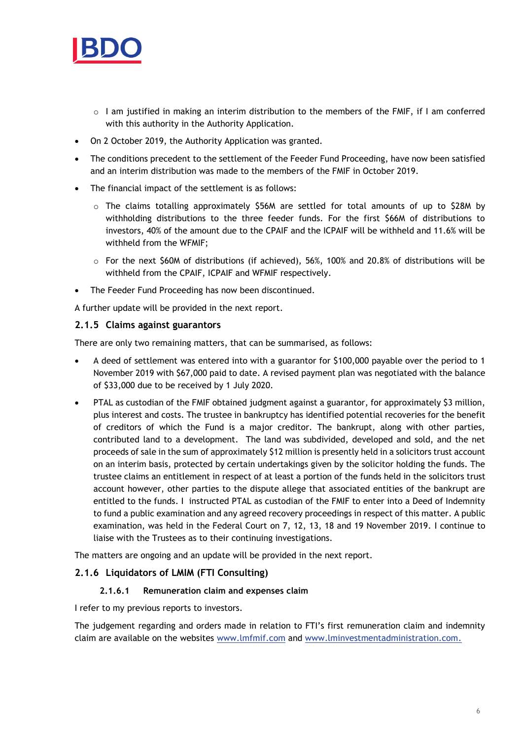- I am justified in making an interim distribution to the members of the FMIF, if I am conferred with this authority in the Authority Application.

- On 2 October 2019, the Authority Application was granted.
- The conditions precedent to the settlement of the Feeder Fund Proceeding, have now been satisfied and an interim distribution was made to the members of the FMIF in October 2019.
- The financial impact of the settlement is as follows:
  - The claims totalling approximately $56M are settled for total amounts of up to $28M by withholding distributions to the three feeder funds. For the first $66M of distributions to investors, 40% of the amount due to the CPAIF and the ICPAIF will be withheld and 11.6% will be withheld from the WFMIF;
  - For the next $60M of distributions (if achieved), 56%, 100% and 20.8% of distributions will be withheld from the CPAIF, ICPAIF and WFMIF respectively.
- The Feeder Fund Proceeding has now been discontinued.

A further update will be provided in the next report.

### 2.1.5 Claims against guarantors

There are only two remaining matters, that can be summarised, as follows:

- A deed of settlement was entered into with a guarantor for $100,000 payable over the period to 1 November 2019 with $67,000 paid to date. A revised payment plan was negotiated with the balance of $33,000 due to be received by 1 July 2020.
- PTAL as custodian of the FMIF obtained judgment against a guarantor, for approximately $3 million, plus interest and costs. The trustee in bankruptcy has identified potential recoveries for the benefit of creditors of which the Fund is a major creditor. The bankrupt, along with other parties, contributed land to a development. The land was subdivided, developed and sold, and the net proceeds of sale in the sum of approximately $12 million is presently held in a solicitors trust account on an interim basis, protected by certain undertakings given by the solicitor holding the funds. The trustee claims an entitlement in respect of at least a portion of the funds held in the solicitors trust account however, other parties to the dispute allege that associated entities of the bankrupt are entitled to the funds. I instructed PTAL as custodian of the FMIF to enter into a Deed of Indemnity to fund a public examination and any agreed recovery proceedings in respect of this matter. A public examination, was held in the Federal Court on 7, 12, 13, 18 and 19 November 2019. I continue to liaise with the Trustees as to their continuing investigations.

The matters are ongoing and an update will be provided in the next report.

### 2.1.6 Liquidators of LMIM (FTI Consulting)

#### 2.1.6.1 Remuneration claim and expenses claim

I refer to my previous reports to investors.

The judgement regarding and orders made in relation to FTI's first remuneration claim and indemnity claim are available on the websites www.lmfmif.com and www.lminvestmentadministration.com.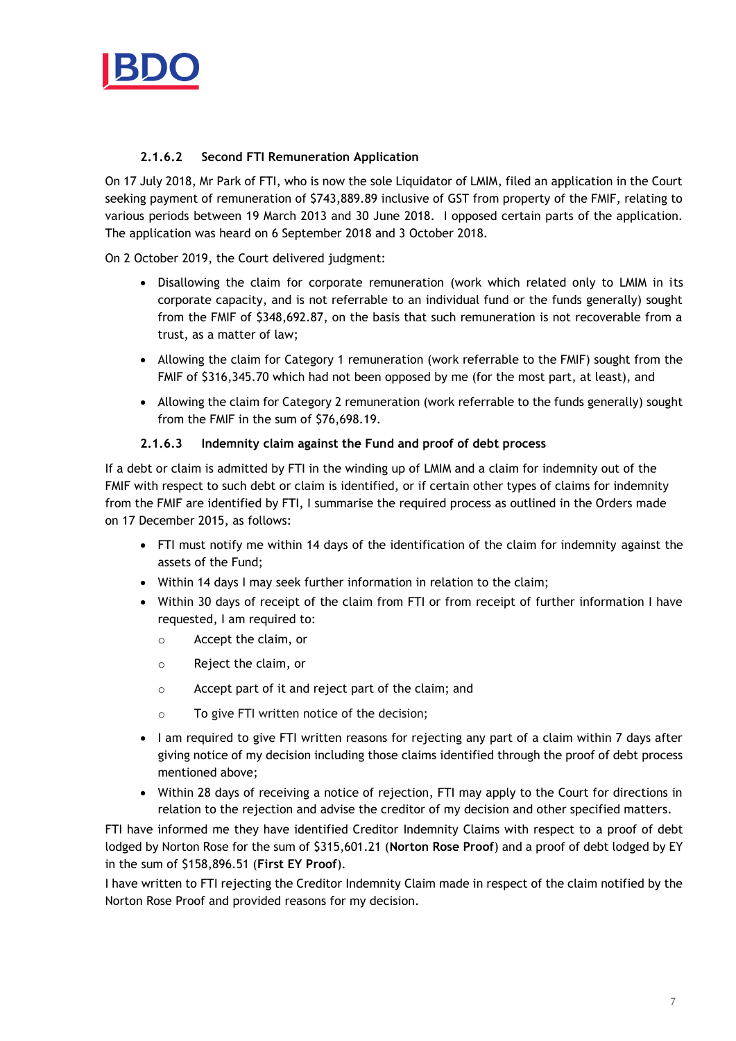#### 2.1.6.2 Second FTI Remuneration Application

On 17 July 2018, Mr Park of FTI, who is now the sole Liquidator of LMIM, filed an application in the Court seeking payment of remuneration of $743,889.89 inclusive of GST from property of the FMIF, relating to various periods between 19 March 2013 and 30 June 2018. I opposed certain parts of the application. The application was heard on 6 September 2018 and 3 October 2018.

On 2 October 2019, the Court delivered judgment:

- Disallowing the claim for corporate remuneration (work which related only to LMIM in its corporate capacity, and is not referrable to an individual fund or the funds generally) sought from the FMIF of $348,692.87, on the basis that such remuneration is not recoverable from a trust, as a matter of law;
- Allowing the claim for Category 1 remuneration (work referrable to the FMIF) sought from the FMIF of $316,345.70 which had not been opposed by me (for the most part, at least), and
- Allowing the claim for Category 2 remuneration (work referrable to the funds generally) sought from the FMIF in the sum of $76,698.19.

#### 2.1.6.3 Indemnity claim against the Fund and proof of debt process

If a debt or claim is admitted by FTI in the winding up of LMIM and a claim for indemnity out of the FMIF with respect to such debt or claim is identified, or if certain other types of claims for indemnity from the FMIF are identified by FTI, I summarise the required process as outlined in the Orders made on 17 December 2015, as follows:

- FTI must notify me within 14 days of the identification of the claim for indemnity against the assets of the Fund;
- Within 14 days I may seek further information in relation to the claim;
- Within 30 days of receipt of the claim from FTI or from receipt of further information I have requested, I am required to:
  - Accept the claim, or
  - Reject the claim, or
  - Accept part of it and reject part of the claim; and
  - To give FTI written notice of the decision;
- I am required to give FTI written reasons for rejecting any part of a claim within 7 days after giving notice of my decision including those claims identified through the proof of debt process mentioned above;
- Within 28 days of receiving a notice of rejection, FTI may apply to the Court for directions in relation to the rejection and advise the creditor of my decision and other specified matters.

FTI have informed me they have identified Creditor Indemnity Claims with respect to a proof of debt lodged by Norton Rose for the sum of $315,601.21 (**Norton Rose Proof**) and a proof of debt lodged by EY in the sum of $158,896.51 (**First EY Proof**).

I have written to FTI rejecting the Creditor Indemnity Claim made in respect of the claim notified by the Norton Rose Proof and provided reasons for my decision.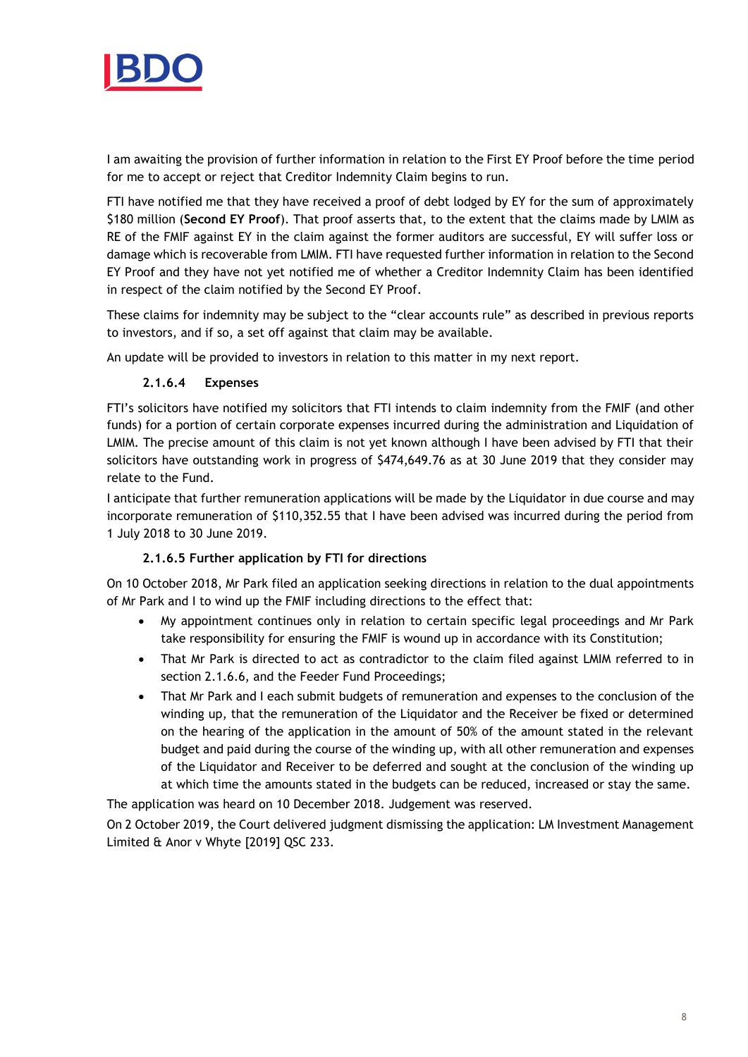I am awaiting the provision of further information in relation to the First EY Proof before the time period for me to accept or reject that Creditor Indemnity Claim begins to run.

FTI have notified me that they have received a proof of debt lodged by EY for the sum of approximately $180 million (**Second EY Proof**). That proof asserts that, to the extent that the claims made by LMIM as RE of the FMIF against EY in the claim against the former auditors are successful, EY will suffer loss or damage which is recoverable from LMIM. FTI have requested further information in relation to the Second EY Proof and they have not yet notified me of whether a Creditor Indemnity Claim has been identified in respect of the claim notified by the Second EY Proof.

These claims for indemnity may be subject to the "clear accounts rule" as described in previous reports to investors, and if so, a set off against that claim may be available.

An update will be provided to investors in relation to this matter in my next report.

#### 2.1.6.4 Expenses

FTI's solicitors have notified my solicitors that FTI intends to claim indemnity from the FMIF (and other funds) for a portion of certain corporate expenses incurred during the administration and Liquidation of LMIM. The precise amount of this claim is not yet known although I have been advised by FTI that their solicitors have outstanding work in progress of $474,649.76 as at 30 June 2019 that they consider may relate to the Fund.

I anticipate that further remuneration applications will be made by the Liquidator in due course and may incorporate remuneration of $110,352.55 that I have been advised was incurred during the period from 1 July 2018 to 30 June 2019.

#### 2.1.6.5 Further application by FTI for directions

On 10 October 2018, Mr Park filed an application seeking directions in relation to the dual appointments of Mr Park and I to wind up the FMIF including directions to the effect that:

- My appointment continues only in relation to certain specific legal proceedings and Mr Park take responsibility for ensuring the FMIF is wound up in accordance with its Constitution;
- That Mr Park is directed to act as contradictor to the claim filed against LMIM referred to in section 2.1.6.6, and the Feeder Fund Proceedings;
- That Mr Park and I each submit budgets of remuneration and expenses to the conclusion of the winding up, that the remuneration of the Liquidator and the Receiver be fixed or determined on the hearing of the application in the amount of 50% of the amount stated in the relevant budget and paid during the course of the winding up, with all other remuneration and expenses of the Liquidator and Receiver to be deferred and sought at the conclusion of the winding up at which time the amounts stated in the budgets can be reduced, increased or stay the same.

The application was heard on 10 December 2018. Judgement was reserved.

On 2 October 2019, the Court delivered judgment dismissing the application: LM Investment Management Limited & Anor v Whyte [2019] QSC 233.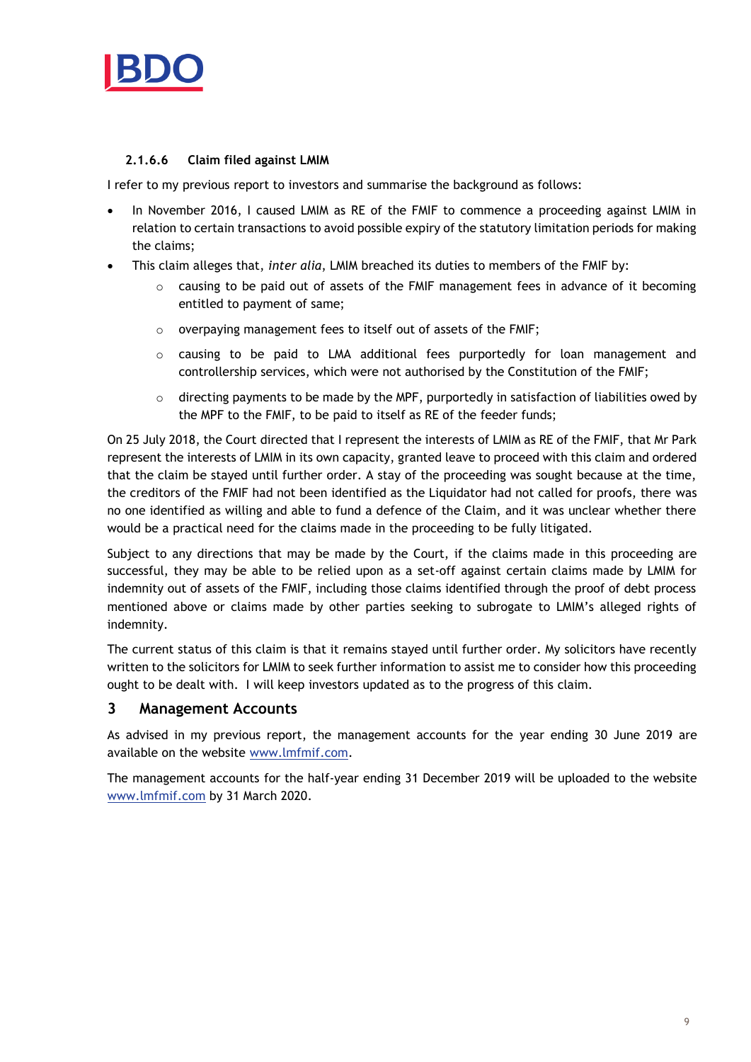#### 2.1.6.6 Claim filed against LMIM

I refer to my previous report to investors and summarise the background as follows:

- In November 2016, I caused LMIM as RE of the FMIF to commence a proceeding against LMIM in relation to certain transactions to avoid possible expiry of the statutory limitation periods for making the claims;
- This claim alleges that, *inter alia*, LMIM breached its duties to members of the FMIF by:
  - causing to be paid out of assets of the FMIF management fees in advance of it becoming entitled to payment of same;
  - overpaying management fees to itself out of assets of the FMIF;
  - causing to be paid to LMA additional fees purportedly for loan management and controllership services, which were not authorised by the Constitution of the FMIF;
  - directing payments to be made by the MPF, purportedly in satisfaction of liabilities owed by the MPF to the FMIF, to be paid to itself as RE of the feeder funds;

On 25 July 2018, the Court directed that I represent the interests of LMIM as RE of the FMIF, that Mr Park represent the interests of LMIM in its own capacity, granted leave to proceed with this claim and ordered that the claim be stayed until further order. A stay of the proceeding was sought because at the time, the creditors of the FMIF had not been identified as the Liquidator had not called for proofs, there was no one identified as willing and able to fund a defence of the Claim, and it was unclear whether there would be a practical need for the claims made in the proceeding to be fully litigated.

Subject to any directions that may be made by the Court, if the claims made in this proceeding are successful, they may be able to be relied upon as a set-off against certain claims made by LMIM for indemnity out of assets of the FMIF, including those claims identified through the proof of debt process mentioned above or claims made by other parties seeking to subrogate to LMIM's alleged rights of indemnity.

The current status of this claim is that it remains stayed until further order. My solicitors have recently written to the solicitors for LMIM to seek further information to assist me to consider how this proceeding ought to be dealt with. I will keep investors updated as to the progress of this claim.

## 3 Management Accounts

As advised in my previous report, the management accounts for the year ending 30 June 2019 are available on the website www.lmfmif.com.

The management accounts for the half-year ending 31 December 2019 will be uploaded to the website www.lmfmif.com by 31 March 2020.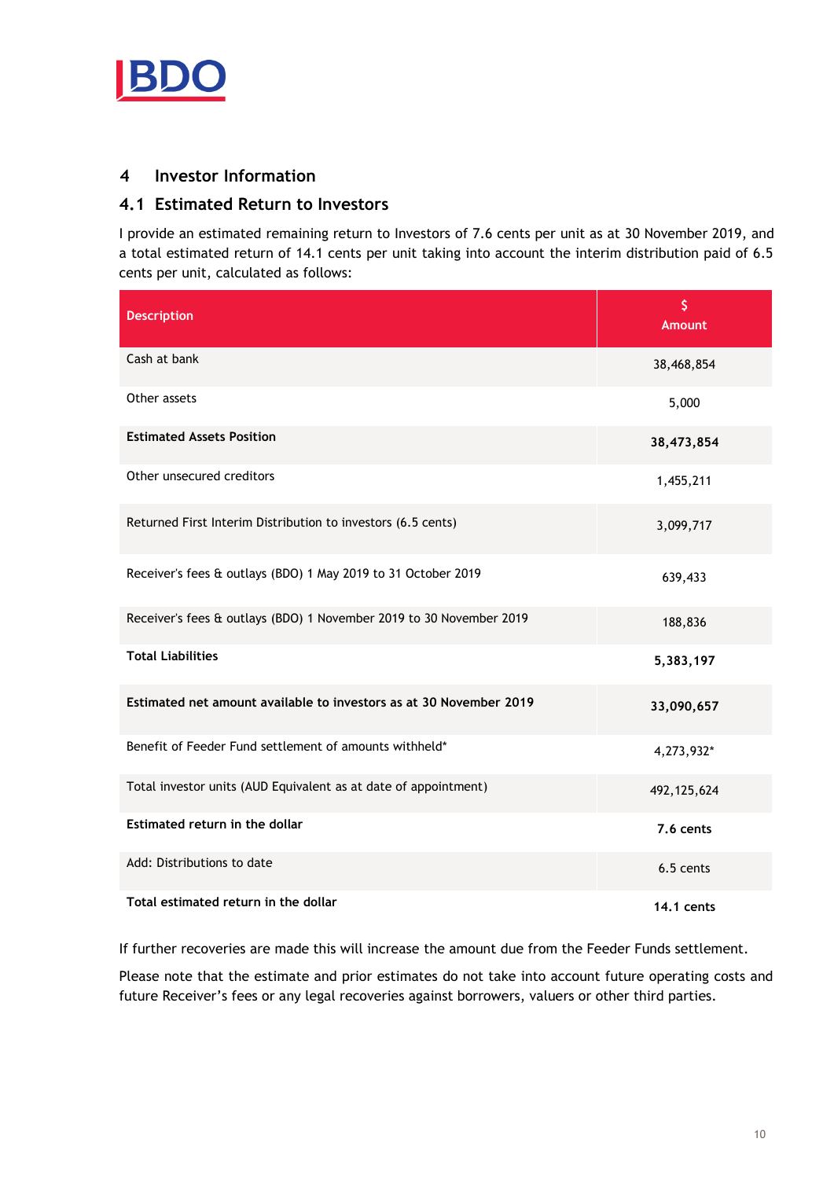## 4 Investor Information

### 4.1 Estimated Return to Investors

I provide an estimated remaining return to Investors of 7.6 cents per unit as at 30 November 2019, and a total estimated return of 14.1 cents per unit taking into account the interim distribution paid of 6.5 cents per unit, calculated as follows:

| Description | $ Amount |
|---|---|
| Cash at bank | 38,468,854 |
| Other assets | 5,000 |
| **Estimated Assets Position** | **38,473,854** |
| Other unsecured creditors | 1,455,211 |
| Returned First Interim Distribution to investors (6.5 cents) | 3,099,717 |
| Receiver's fees & outlays (BDO) 1 May 2019 to 31 October 2019 | 639,433 |
| Receiver's fees & outlays (BDO) 1 November 2019 to 30 November 2019 | 188,836 |
| **Total Liabilities** | **5,383,197** |
| **Estimated net amount available to investors as at 30 November 2019** | **33,090,657** |
| Benefit of Feeder Fund settlement of amounts withheld* | 4,273,932* |
| Total investor units (AUD Equivalent as at date of appointment) | 492,125,624 |
| **Estimated return in the dollar** | **7.6 cents** |
| Add: Distributions to date | 6.5 cents |
| **Total estimated return in the dollar** | **14.1 cents** |

If further recoveries are made this will increase the amount due from the Feeder Funds settlement.

Please note that the estimate and prior estimates do not take into account future operating costs and future Receiver's fees or any legal recoveries against borrowers, valuers or other third parties.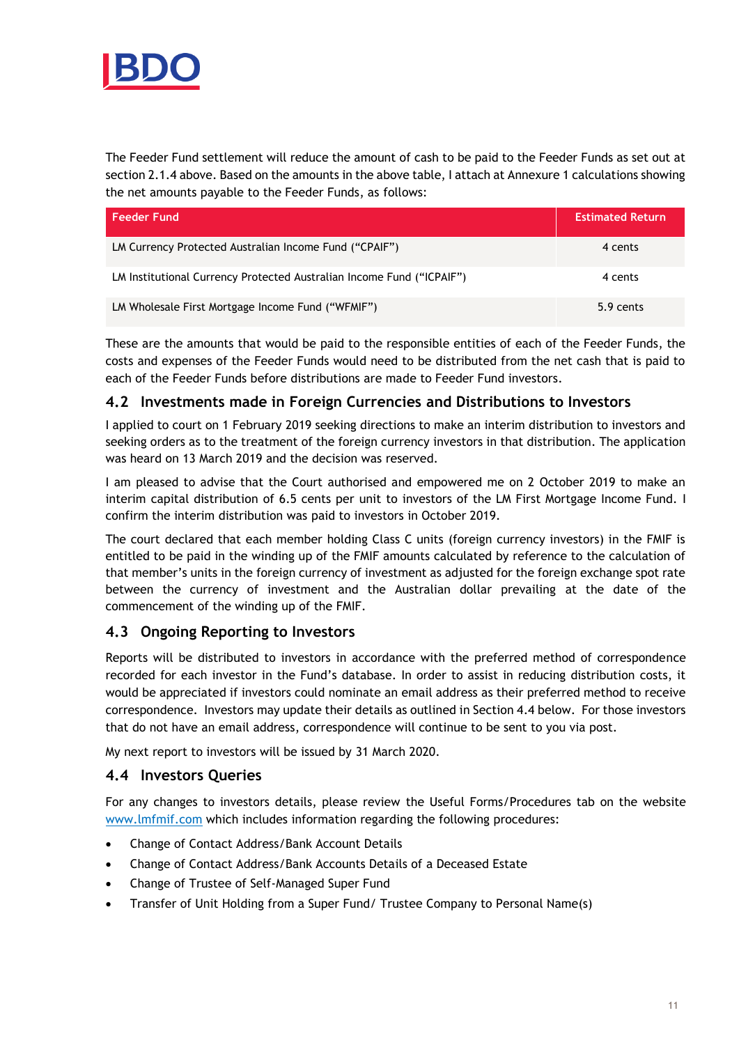The Feeder Fund settlement will reduce the amount of cash to be paid to the Feeder Funds as set out at section 2.1.4 above. Based on the amounts in the above table, I attach at Annexure 1 calculations showing the net amounts payable to the Feeder Funds, as follows:

| Feeder Fund | Estimated Return |
|---|---|
| LM Currency Protected Australian Income Fund ("CPAIF") | 4 cents |
| LM Institutional Currency Protected Australian Income Fund ("ICPAIF") | 4 cents |
| LM Wholesale First Mortgage Income Fund ("WFMIF") | 5.9 cents |

These are the amounts that would be paid to the responsible entities of each of the Feeder Funds, the costs and expenses of the Feeder Funds would need to be distributed from the net cash that is paid to each of the Feeder Funds before distributions are made to Feeder Fund investors.

## 4.2 Investments made in Foreign Currencies and Distributions to Investors

I applied to court on 1 February 2019 seeking directions to make an interim distribution to investors and seeking orders as to the treatment of the foreign currency investors in that distribution. The application was heard on 13 March 2019 and the decision was reserved.

I am pleased to advise that the Court authorised and empowered me on 2 October 2019 to make an interim capital distribution of 6.5 cents per unit to investors of the LM First Mortgage Income Fund. I confirm the interim distribution was paid to investors in October 2019.

The court declared that each member holding Class C units (foreign currency investors) in the FMIF is entitled to be paid in the winding up of the FMIF amounts calculated by reference to the calculation of that member's units in the foreign currency of investment as adjusted for the foreign exchange spot rate between the currency of investment and the Australian dollar prevailing at the date of the commencement of the winding up of the FMIF.

## 4.3 Ongoing Reporting to Investors

Reports will be distributed to investors in accordance with the preferred method of correspondence recorded for each investor in the Fund's database. In order to assist in reducing distribution costs, it would be appreciated if investors could nominate an email address as their preferred method to receive correspondence. Investors may update their details as outlined in Section 4.4 below. For those investors that do not have an email address, correspondence will continue to be sent to you via post.

My next report to investors will be issued by 31 March 2020.

## 4.4 Investors Queries

For any changes to investors details, please review the Useful Forms/Procedures tab on the website www.lmfmif.com which includes information regarding the following procedures:

- Change of Contact Address/Bank Account Details
- Change of Contact Address/Bank Accounts Details of a Deceased Estate
- Change of Trustee of Self-Managed Super Fund
- Transfer of Unit Holding from a Super Fund/ Trustee Company to Personal Name(s)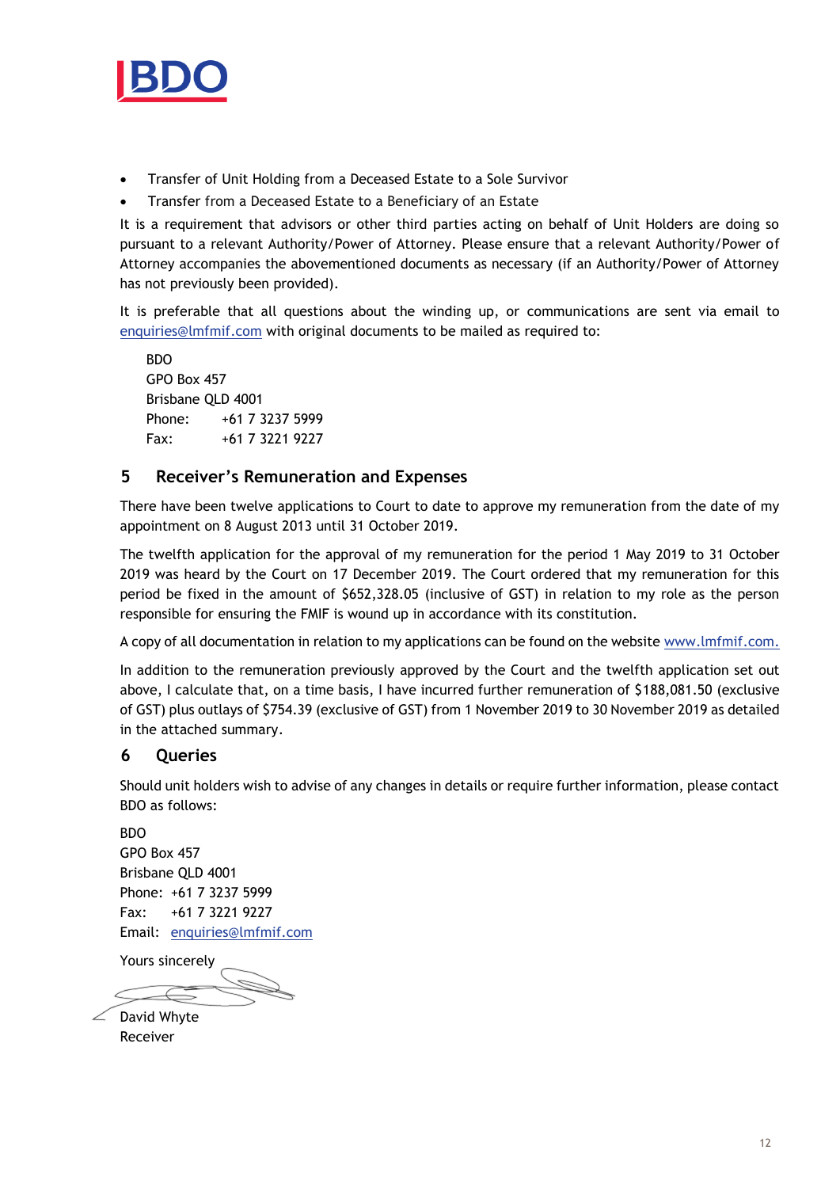- Transfer of Unit Holding from a Deceased Estate to a Sole Survivor
- Transfer from a Deceased Estate to a Beneficiary of an Estate

It is a requirement that advisors or other third parties acting on behalf of Unit Holders are doing so pursuant to a relevant Authority/Power of Attorney. Please ensure that a relevant Authority/Power of Attorney accompanies the abovementioned documents as necessary (if an Authority/Power of Attorney has not previously been provided).

It is preferable that all questions about the winding up, or communications are sent via email to enquiries@lmfmif.com with original documents to be mailed as required to:

BDO
GPO Box 457
Brisbane QLD 4001
Phone: +61 7 3237 5999
Fax: +61 7 3221 9227

## 5 Receiver's Remuneration and Expenses

There have been twelve applications to Court to date to approve my remuneration from the date of my appointment on 8 August 2013 until 31 October 2019.

The twelfth application for the approval of my remuneration for the period 1 May 2019 to 31 October 2019 was heard by the Court on 17 December 2019. The Court ordered that my remuneration for this period be fixed in the amount of $652,328.05 (inclusive of GST) in relation to my role as the person responsible for ensuring the FMIF is wound up in accordance with its constitution.

A copy of all documentation in relation to my applications can be found on the website www.lmfmif.com.

In addition to the remuneration previously approved by the Court and the twelfth application set out above, I calculate that, on a time basis, I have incurred further remuneration of $188,081.50 (exclusive of GST) plus outlays of $754.39 (exclusive of GST) from 1 November 2019 to 30 November 2019 as detailed in the attached summary.

## 6 Queries

Should unit holders wish to advise of any changes in details or require further information, please contact BDO as follows:

BDO
GPO Box 457
Brisbane QLD 4001
Phone: +61 7 3237 5999
Fax: +61 7 3221 9227
Email: enquiries@lmfmif.com

Yours sincerely

David Whyte
Receiver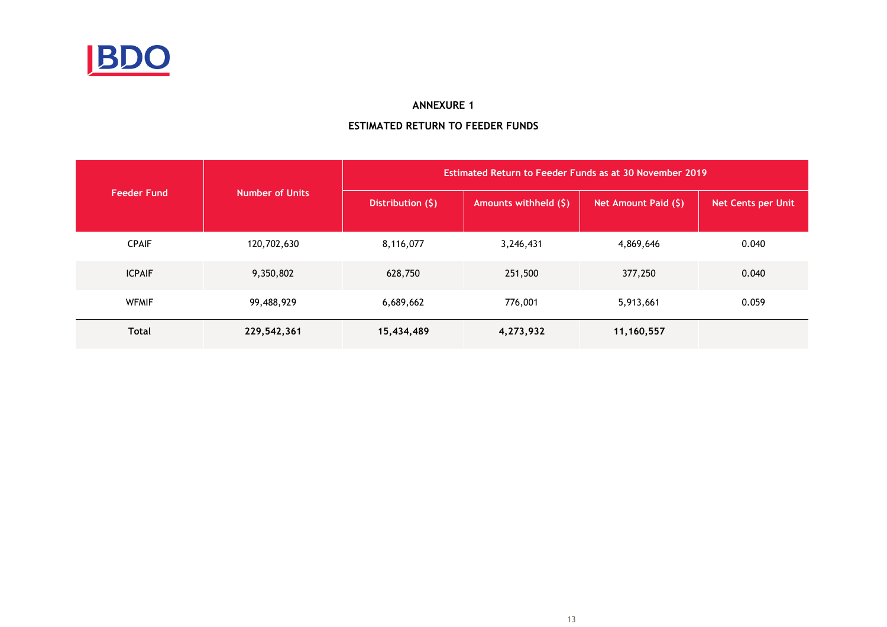## ANNEXURE 1

## ESTIMATED RETURN TO FEEDER FUNDS

| Feeder Fund | Number of Units | Estimated Return to Feeder Funds as at 30 November 2019 | | | |
|---|---|---|---|---|---|
| | | Distribution ($) | Amounts withheld ($) | Net Amount Paid ($) | Net Cents per Unit |
| CPAIF | 120,702,630 | 8,116,077 | 3,246,431 | 4,869,646 | 0.040 |
| ICPAIF | 9,350,802 | 628,750 | 251,500 | 377,250 | 0.040 |
| WFMIF | 99,488,929 | 6,689,662 | 776,001 | 5,913,661 | 0.059 |
| **Total** | **229,542,361** | **15,434,489** | **4,273,932** | **11,160,557** | |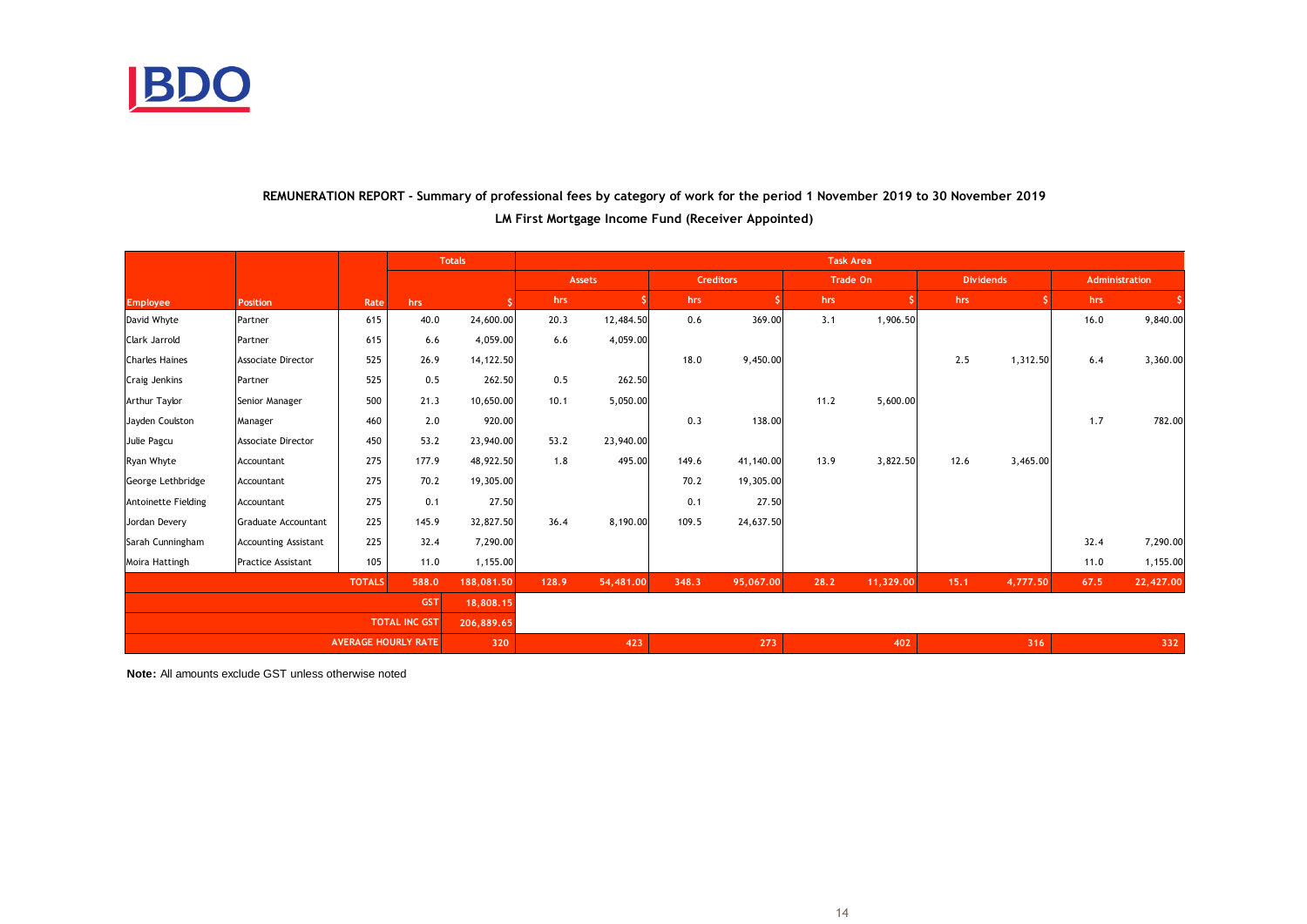**REMUNERATION REPORT - Summary of professional fees by category of work for the period 1 November 2019 to 30 November 2019**

**LM First Mortgage Income Fund (Receiver Appointed)**

| | | | Totals | | Task Area | | | | | | | | | |
|---|---|---|---|---|---|---|---|---|---|---|---|---|---|---|
| | | | | | Assets | | Creditors | | Trade On | | Dividends | | Administration | |
| Employee | Position | Rate | hrs | $ | hrs | $ | hrs | $ | hrs | $ | hrs | $ | hrs | $ |
| David Whyte | Partner | 615 | 40.0 | 24,600.00 | 20.3 | 12,484.50 | 0.6 | 369.00 | 3.1 | 1,906.50 | | | 16.0 | 9,840.00 |
| Clark Jarrold | Partner | 615 | 6.6 | 4,059.00 | 6.6 | 4,059.00 | | | | | | | | |
| Charles Haines | Associate Director | 525 | 26.9 | 14,122.50 | | | 18.0 | 9,450.00 | | | 2.5 | 1,312.50 | 6.4 | 3,360.00 |
| Craig Jenkins | Partner | 525 | 0.5 | 262.50 | 0.5 | 262.50 | | | | | | | | |
| Arthur Taylor | Senior Manager | 500 | 21.3 | 10,650.00 | 10.1 | 5,050.00 | | | 11.2 | 5,600.00 | | | | |
| Jayden Coulston | Manager | 460 | 2.0 | 920.00 | | | 0.3 | 138.00 | | | | | 1.7 | 782.00 |
| Julie Pagcu | Associate Director | 450 | 53.2 | 23,940.00 | 53.2 | 23,940.00 | | | | | | | | |
| Ryan Whyte | Accountant | 275 | 177.9 | 48,922.50 | 1.8 | 495.00 | 149.6 | 41,140.00 | 13.9 | 3,822.50 | 12.6 | 3,465.00 | | |
| George Lethbridge | Accountant | 275 | 70.2 | 19,305.00 | | | 70.2 | 19,305.00 | | | | | | |
| Antoinette Fielding | Accountant | 275 | 0.1 | 27.50 | | | 0.1 | 27.50 | | | | | | |
| Jordan Devery | Graduate Accountant | 225 | 145.9 | 32,827.50 | 36.4 | 8,190.00 | 109.5 | 24,637.50 | | | | | | |
| Sarah Cunningham | Accounting Assistant | 225 | 32.4 | 7,290.00 | | | | | | | | | 32.4 | 7,290.00 |
| Moira Hattingh | Practice Assistant | 105 | 11.0 | 1,155.00 | | | | | | | | | 11.0 | 1,155.00 |
| | | TOTALS | 588.0 | 188,081.50 | 128.9 | 54,481.00 | 348.3 | 95,067.00 | 28.2 | 11,329.00 | 15.1 | 4,777.50 | 67.5 | 22,427.00 |
| | | | GST | 18,808.15 | | | | | | | | | | |
| | | | TOTAL INC GST | 206,889.65 | | | | | | | | | | |
| | | | AVERAGE HOURLY RATE | 320 | | 423 | | 273 | | 402 | | 316 | | 332 |

**Note:** All amounts exclude GST unless otherwise noted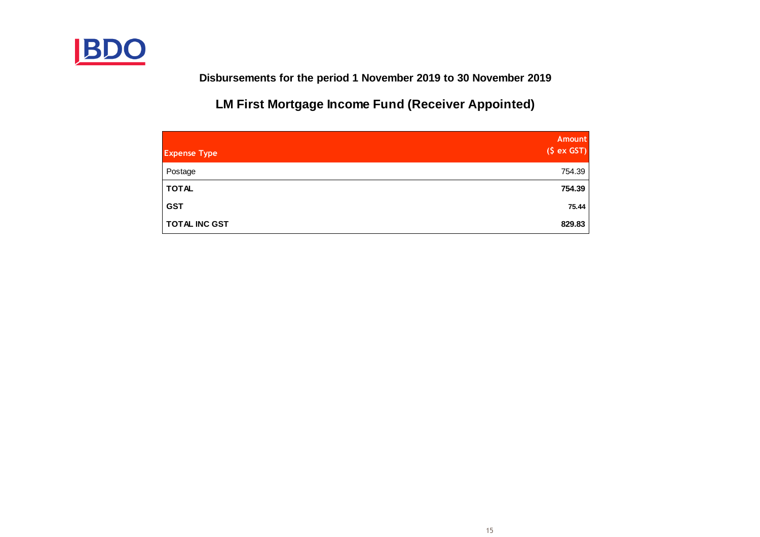BDO

## Disbursements for the period 1 November 2019 to 30 November 2019

## LM First Mortgage Income Fund (Receiver Appointed)

| Expense Type | Amount ($ ex GST) |
|---|---|
| Postage | 754.39 |
| **TOTAL** | **754.39** |
| **GST** | **75.44** |
| **TOTAL INC GST** | **829.83** |